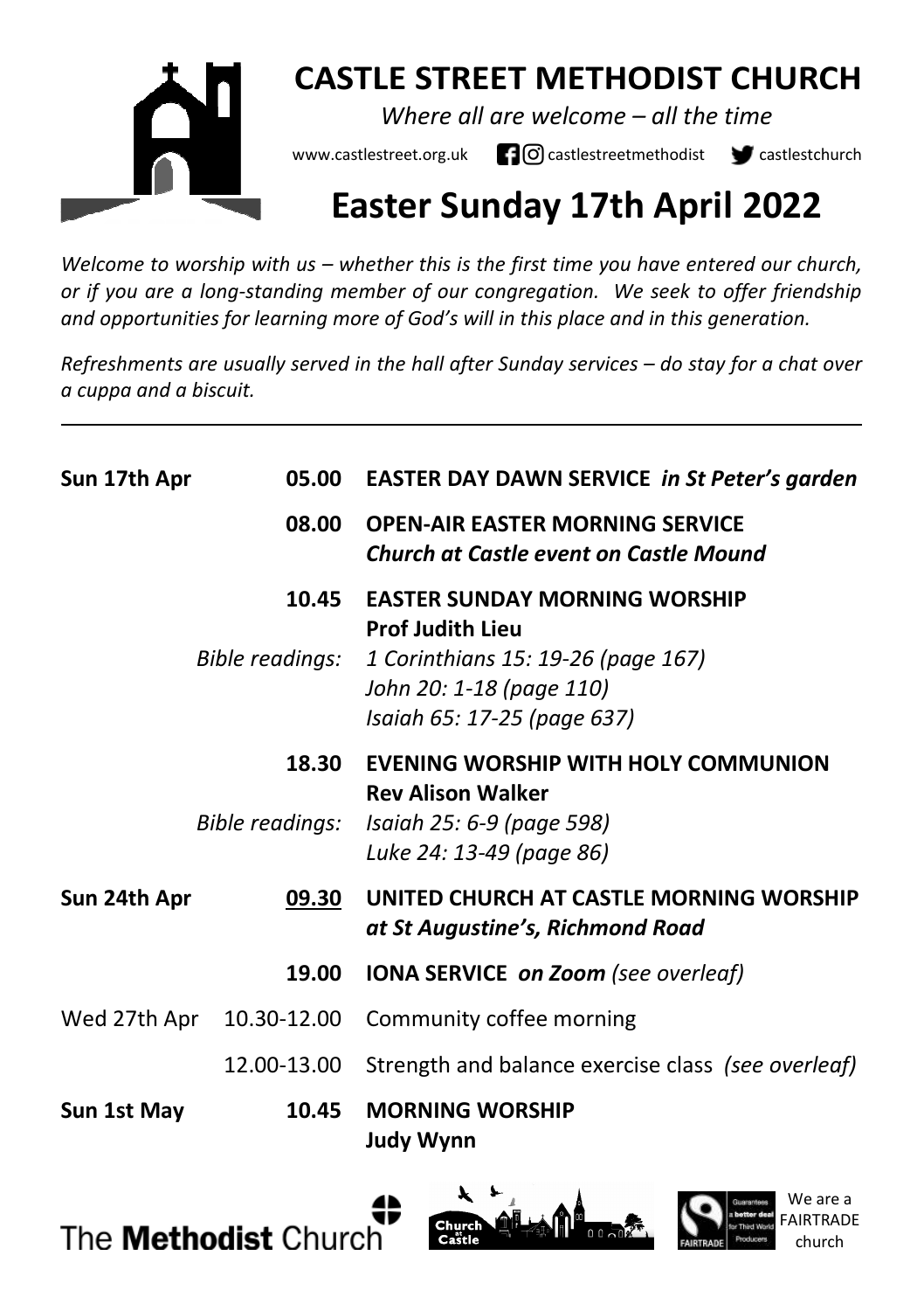# CASTLE STREET METHODIST CHURCH

*Where all are welcome – all the time*

www.castlestreet.org.uk castlestreetmethodist castlestchurch

# Easter Sunday 17th April 2022

*Welcome to worship with us – whether this is the first time you have entered our church, or if you are a long-standing member of our congregation. We seek to offer friendship and opportunities for learning more of God's will in this place and in this generation.*

*Refreshments are usually served in the hall after Sunday services – do stay for a chat over a cuppa and a biscuit.*

---

| | | |
|---|---|---|
| **Sun 17th Apr** | **05.00** | **EASTER DAY DAWN SERVICE** ***in St Peter's garden*** |
| | **08.00** | **OPEN-AIR EASTER MORNING SERVICE**<br>***Church at Castle event on Castle Mound*** |
| | **10.45** | **EASTER SUNDAY MORNING WORSHIP**<br>**Prof Judith Lieu** |
| | *Bible readings:* | *1 Corinthians 15: 19-26 (page 167)*<br>*John 20: 1-18 (page 110)*<br>*Isaiah 65: 17-25 (page 637)* |
| | **18.30** | **EVENING WORSHIP WITH HOLY COMMUNION**<br>**Rev Alison Walker** |
| | *Bible readings:* | *Isaiah 25: 6-9 (page 598)*<br>*Luke 24: 13-49 (page 86)* |
| **Sun 24th Apr** | **09.30** | **UNITED CHURCH AT CASTLE MORNING WORSHIP**<br>***at St Augustine's, Richmond Road*** |
| | **19.00** | **IONA SERVICE** ***on Zoom*** *(see overleaf)* |
| Wed 27th Apr | 10.30-12.00 | Community coffee morning |
| | 12.00-13.00 | Strength and balance exercise class *(see overleaf)* |
| **Sun 1st May** | **10.45** | **MORNING WORSHIP**<br>**Judy Wynn** |

The **Methodist** Church

Church at Castle

We are a FAIRTRADE church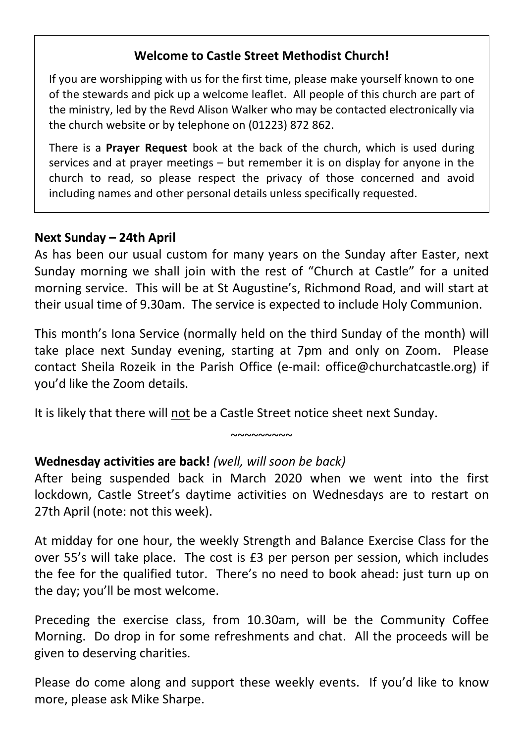**Welcome to Castle Street Methodist Church!**

If you are worshipping with us for the first time, please make yourself known to one of the stewards and pick up a welcome leaflet. All people of this church are part of the ministry, led by the Revd Alison Walker who may be contacted electronically via the church website or by telephone on (01223) 872 862.

There is a **Prayer Request** book at the back of the church, which is used during services and at prayer meetings – but remember it is on display for anyone in the church to read, so please respect the privacy of those concerned and avoid including names and other personal details unless specifically requested.

**Next Sunday – 24th April**

As has been our usual custom for many years on the Sunday after Easter, next Sunday morning we shall join with the rest of "Church at Castle" for a united morning service. This will be at St Augustine's, Richmond Road, and will start at their usual time of 9.30am. The service is expected to include Holy Communion.

This month's Iona Service (normally held on the third Sunday of the month) will take place next Sunday evening, starting at 7pm and only on Zoom. Please contact Sheila Rozeik in the Parish Office (e-mail: office@churchatcastle.org) if you'd like the Zoom details.

It is likely that there will <u>not</u> be a Castle Street notice sheet next Sunday.

~~~~~~~~~

**Wednesday activities are back!** *(well, will soon be back)*

After being suspended back in March 2020 when we went into the first lockdown, Castle Street's daytime activities on Wednesdays are to restart on 27th April (note: not this week).

At midday for one hour, the weekly Strength and Balance Exercise Class for the over 55's will take place. The cost is £3 per person per session, which includes the fee for the qualified tutor. There's no need to book ahead: just turn up on the day; you'll be most welcome.

Preceding the exercise class, from 10.30am, will be the Community Coffee Morning. Do drop in for some refreshments and chat. All the proceeds will be given to deserving charities.

Please do come along and support these weekly events. If you'd like to know more, please ask Mike Sharpe.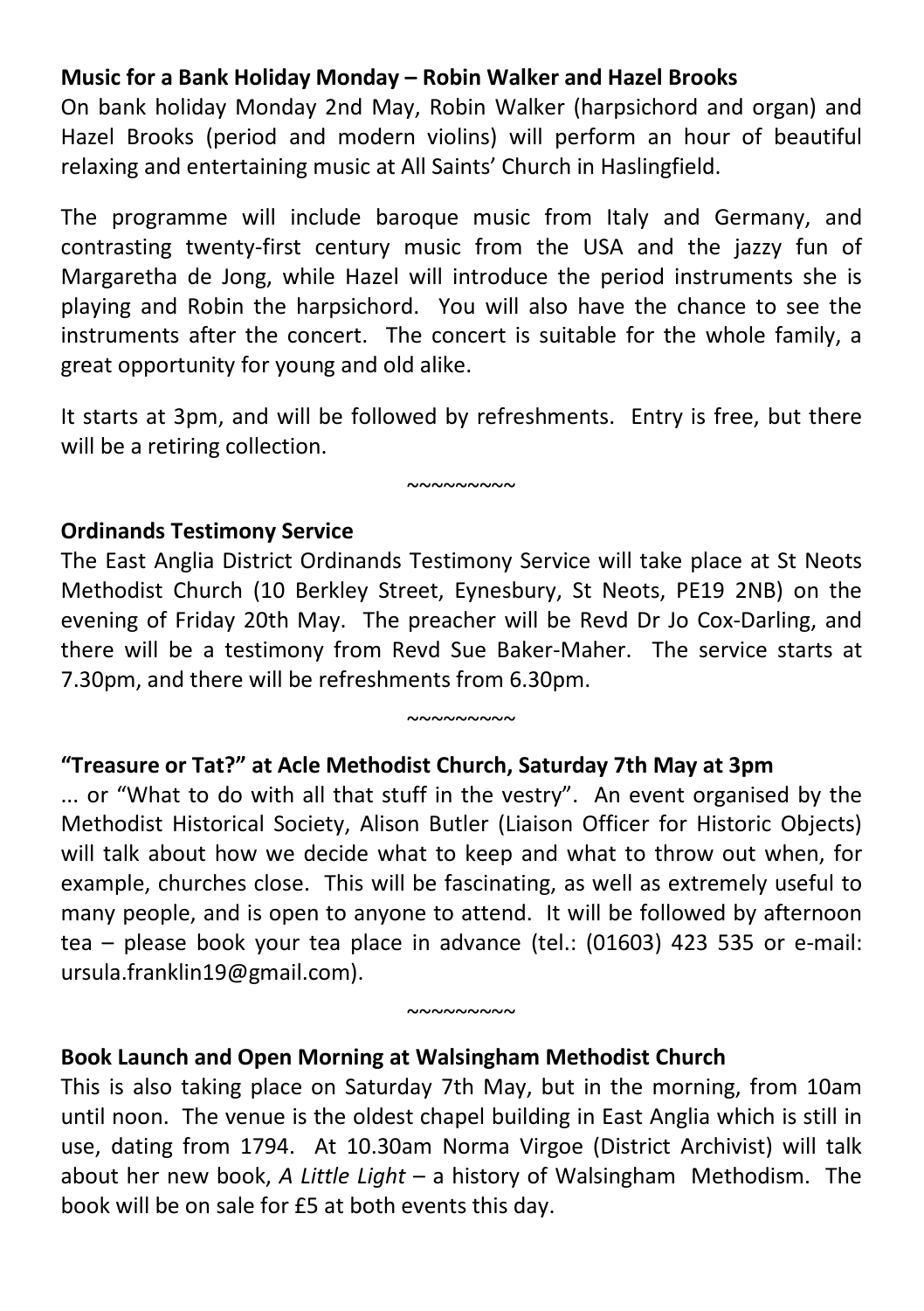**Music for a Bank Holiday Monday – Robin Walker and Hazel Brooks**

On bank holiday Monday 2nd May, Robin Walker (harpsichord and organ) and Hazel Brooks (period and modern violins) will perform an hour of beautiful relaxing and entertaining music at All Saints' Church in Haslingfield.

The programme will include baroque music from Italy and Germany, and contrasting twenty-first century music from the USA and the jazzy fun of Margaretha de Jong, while Hazel will introduce the period instruments she is playing and Robin the harpsichord. You will also have the chance to see the instruments after the concert. The concert is suitable for the whole family, a great opportunity for young and old alike.

It starts at 3pm, and will be followed by refreshments. Entry is free, but there will be a retiring collection.

~~~~~~~~~

**Ordinands Testimony Service**

The East Anglia District Ordinands Testimony Service will take place at St Neots Methodist Church (10 Berkley Street, Eynesbury, St Neots, PE19 2NB) on the evening of Friday 20th May. The preacher will be Revd Dr Jo Cox-Darling, and there will be a testimony from Revd Sue Baker-Maher. The service starts at 7.30pm, and there will be refreshments from 6.30pm.

~~~~~~~~~

**"Treasure or Tat?" at Acle Methodist Church, Saturday 7th May at 3pm**

... or "What to do with all that stuff in the vestry". An event organised by the Methodist Historical Society, Alison Butler (Liaison Officer for Historic Objects) will talk about how we decide what to keep and what to throw out when, for example, churches close. This will be fascinating, as well as extremely useful to many people, and is open to anyone to attend. It will be followed by afternoon tea – please book your tea place in advance (tel.: (01603) 423 535 or e-mail: ursula.franklin19@gmail.com).

~~~~~~~~~

**Book Launch and Open Morning at Walsingham Methodist Church**

This is also taking place on Saturday 7th May, but in the morning, from 10am until noon. The venue is the oldest chapel building in East Anglia which is still in use, dating from 1794. At 10.30am Norma Virgoe (District Archivist) will talk about her new book, *A Little Light* – a history of Walsingham Methodism. The book will be on sale for £5 at both events this day.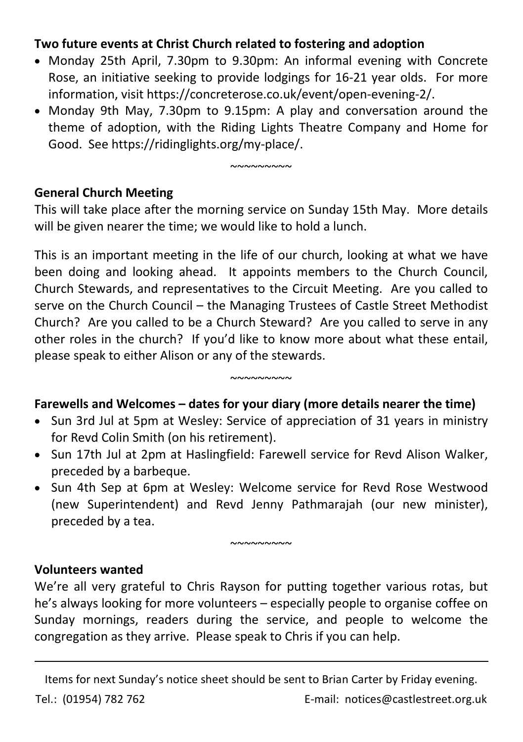**Two future events at Christ Church related to fostering and adoption**

- Monday 25th April, 7.30pm to 9.30pm: An informal evening with Concrete Rose, an initiative seeking to provide lodgings for 16-21 year olds. For more information, visit https://concreterose.co.uk/event/open-evening-2/.
- Monday 9th May, 7.30pm to 9.15pm: A play and conversation around the theme of adoption, with the Riding Lights Theatre Company and Home for Good. See https://ridinglights.org/my-place/.

~~~~~~~~~

**General Church Meeting**

This will take place after the morning service on Sunday 15th May. More details will be given nearer the time; we would like to hold a lunch.

This is an important meeting in the life of our church, looking at what we have been doing and looking ahead. It appoints members to the Church Council, Church Stewards, and representatives to the Circuit Meeting. Are you called to serve on the Church Council – the Managing Trustees of Castle Street Methodist Church? Are you called to be a Church Steward? Are you called to serve in any other roles in the church? If you'd like to know more about what these entail, please speak to either Alison or any of the stewards.

~~~~~~~~~

**Farewells and Welcomes – dates for your diary (more details nearer the time)**

- Sun 3rd Jul at 5pm at Wesley: Service of appreciation of 31 years in ministry for Revd Colin Smith (on his retirement).
- Sun 17th Jul at 2pm at Haslingfield: Farewell service for Revd Alison Walker, preceded by a barbeque.
- Sun 4th Sep at 6pm at Wesley: Welcome service for Revd Rose Westwood (new Superintendent) and Revd Jenny Pathmarajah (our new minister), preceded by a tea.

~~~~~~~~~

**Volunteers wanted**

We're all very grateful to Chris Rayson for putting together various rotas, but he's always looking for more volunteers – especially people to organise coffee on Sunday mornings, readers during the service, and people to welcome the congregation as they arrive. Please speak to Chris if you can help.

---

Items for next Sunday's notice sheet should be sent to Brian Carter by Friday evening.

Tel.: (01954) 782 762 E-mail: notices@castlestreet.org.uk